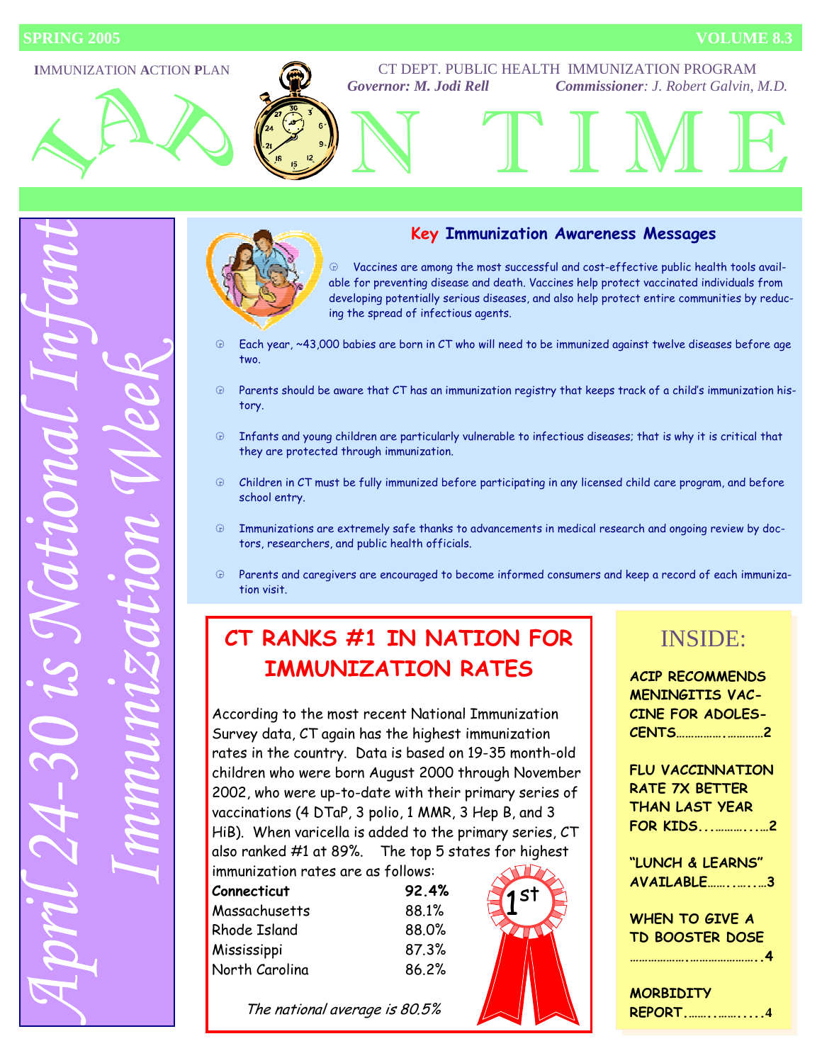SPRING 2005 VOLUME 8.3

**I**MMUNIZATION **A**CTION **P**LAN

CT DEPT. PUBLIC HEALTH IMMUNIZATION PROGRAM

*Governor: M. Jodi Rell* *Commissioner: J. Robert Galvin, M.D.*

# IAP ON TIME

*April 24-30 is National Infant Immunization Week*

## Key Immunization Awareness Messages

- Vaccines are among the most successful and cost-effective public health tools available for preventing disease and death. Vaccines help protect vaccinated individuals from developing potentially serious diseases, and also help protect entire communities by reducing the spread of infectious agents.
- Each year, ~43,000 babies are born in CT who will need to be immunized against twelve diseases before age two.
- Parents should be aware that CT has an immunization registry that keeps track of a child's immunization history.
- Infants and young children are particularly vulnerable to infectious diseases; that is why it is critical that they are protected through immunization.
- Children in CT must be fully immunized before participating in any licensed child care program, and before school entry.
- Immunizations are extremely safe thanks to advancements in medical research and ongoing review by doctors, researchers, and public health officials.
- Parents and caregivers are encouraged to become informed consumers and keep a record of each immunization visit.

## CT RANKS #1 IN NATION FOR IMMUNIZATION RATES

According to the most recent National Immunization Survey data, CT again has the highest immunization rates in the country. Data is based on 19-35 month-old children who were born August 2000 through November 2002, who were up-to-date with their primary series of vaccinations (4 DTaP, 3 polio, 1 MMR, 3 Hep B, and 3 HiB). When varicella is added to the primary series, CT also ranked #1 at 89%. The top 5 states for highest immunization rates are as follows:

| State | Rate |
|---|---|
| **Connecticut** | **92.4%** |
| Massachusetts | 88.1% |
| Rhode Island | 88.0% |
| Mississippi | 87.3% |
| North Carolina | 86.2% |

*The national average is 80.5%*

## INSIDE:

- ACIP RECOMMENDS MENINGITIS VACCINE FOR ADOLESCENTS……………2
- FLU VACCINNATION RATE 7X BETTER THAN LAST YEAR FOR KIDS……………2
- "LUNCH & LEARNS" AVAILABLE……………3
- WHEN TO GIVE A TD BOOSTER DOSE……………4
- MORBIDITY REPORT……………4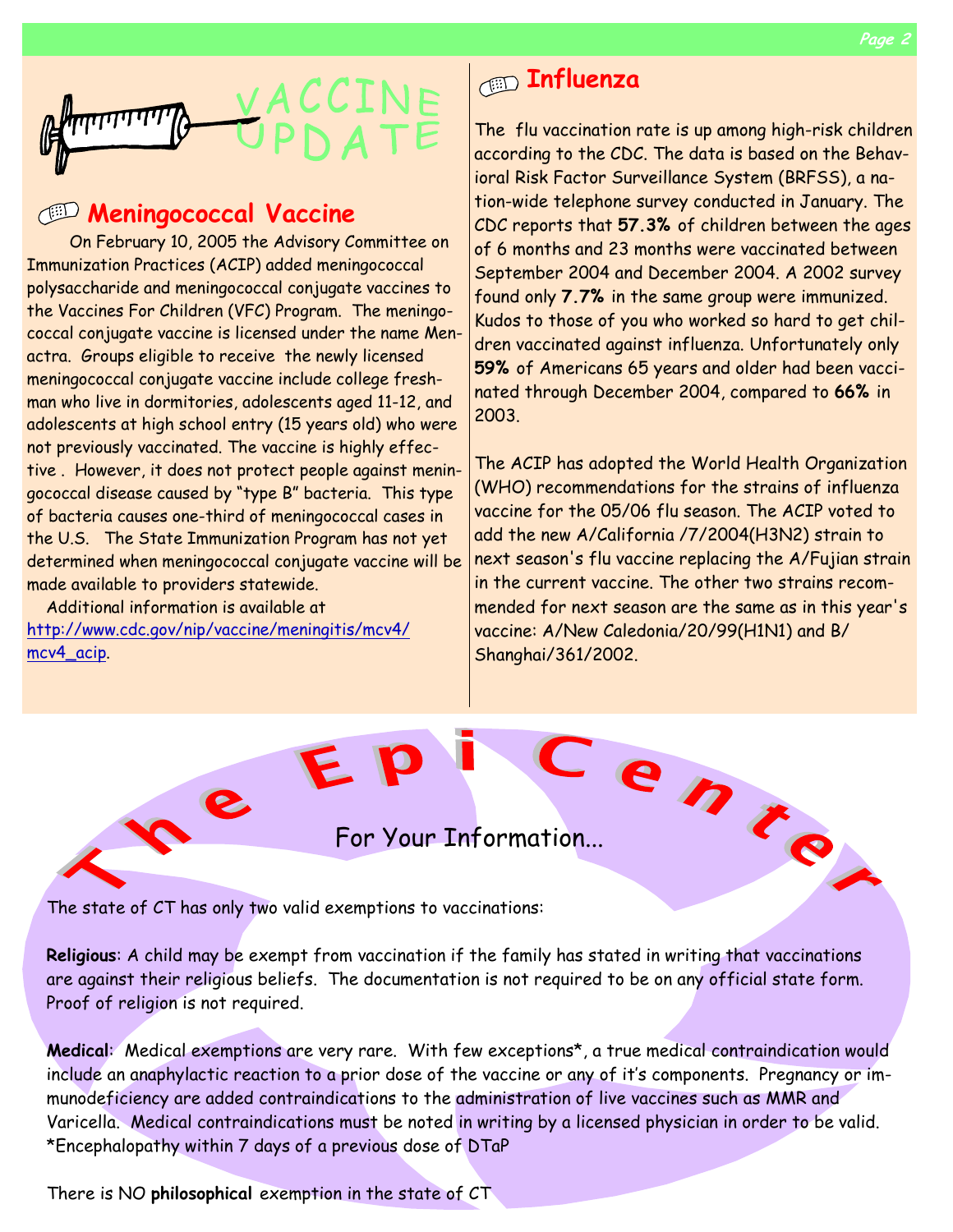# VACCINE UPDATE

## Meningococcal Vaccine

On February 10, 2005 the Advisory Committee on Immunization Practices (ACIP) added meningococcal polysaccharide and meningococcal conjugate vaccines to the Vaccines For Children (VFC) Program. The meningococcal conjugate vaccine is licensed under the name Menactra. Groups eligible to receive the newly licensed meningococcal conjugate vaccine include college freshman who live in dormitories, adolescents aged 11-12, and adolescents at high school entry (15 years old) who were not previously vaccinated. The vaccine is highly effective . However, it does not protect people against meningococcal disease caused by "type B" bacteria. This type of bacteria causes one-third of meningococcal cases in the U.S. The State Immunization Program has not yet determined when meningococcal conjugate vaccine will be made available to providers statewide.

Additional information is available at http://www.cdc.gov/nip/vaccine/meningitis/mcv4/mcv4_acip.

## Influenza

The flu vaccination rate is up among high-risk children according to the CDC. The data is based on the Behavioral Risk Factor Surveillance System (BRFSS), a nation-wide telephone survey conducted in January. The CDC reports that **57.3%** of children between the ages of 6 months and 23 months were vaccinated between September 2004 and December 2004. A 2002 survey found only **7.7%** in the same group were immunized. Kudos to those of you who worked so hard to get children vaccinated against influenza. Unfortunately only **59%** of Americans 65 years and older had been vaccinated through December 2004, compared to **66%** in 2003.

The ACIP has adopted the World Health Organization (WHO) recommendations for the strains of influenza vaccine for the 05/06 flu season. The ACIP voted to add the new A/California /7/2004(H3N2) strain to next season's flu vaccine replacing the A/Fujian strain in the current vaccine. The other two strains recommended for next season are the same as in this year's vaccine: A/New Caledonia/20/99(H1N1) and B/Shanghai/361/2002.

# The Epi Center

## For Your Information...

The state of CT has only two valid exemptions to vaccinations:

**Religious**: A child may be exempt from vaccination if the family has stated in writing that vaccinations are against their religious beliefs. The documentation is not required to be on any official state form. Proof of religion is not required.

**Medical**: Medical exemptions are very rare. With few exceptions*, a true medical contraindication would include an anaphylactic reaction to a prior dose of the vaccine or any of it's components. Pregnancy or immunodeficiency are added contraindications to the administration of live vaccines such as MMR and Varicella. Medical contraindications must be noted in writing by a licensed physician in order to be valid.
*Encephalopathy within 7 days of a previous dose of DTaP

There is NO **philosophical** exemption in the state of CT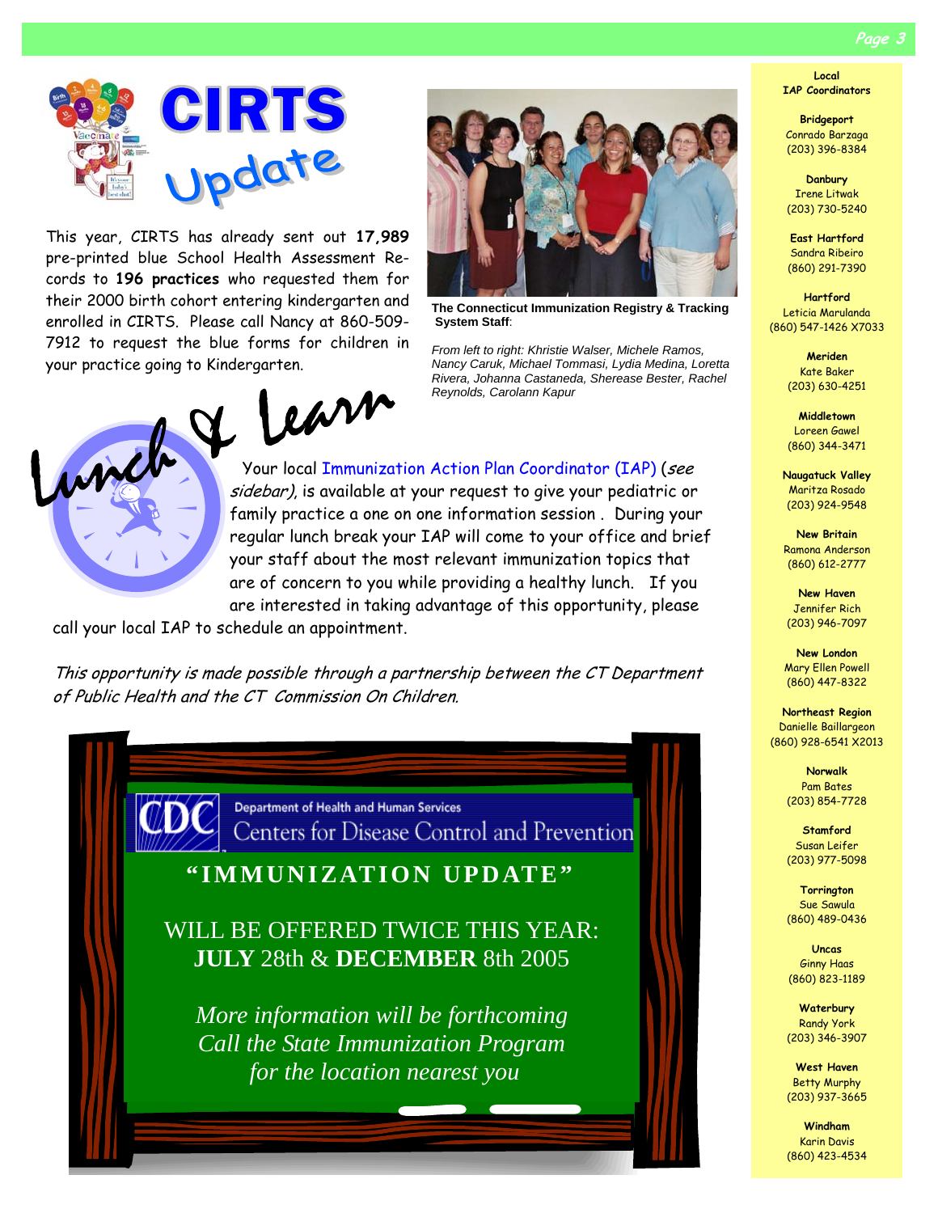# CIRTS Update

This year, CIRTS has already sent out **17,989** pre-printed blue School Health Assessment Records to **196 practices** who requested them for their 2000 birth cohort entering kindergarten and enrolled in CIRTS. Please call Nancy at 860-509-7912 to request the blue forms for children in your practice going to Kindergarten.

**The Connecticut Immunization Registry & Tracking System Staff**:

*From left to right: Khristie Walser, Michele Ramos, Nancy Caruk, Michael Tommasi, Lydia Medina, Loretta Rivera, Johanna Castaneda, Sherease Bester, Rachel Reynolds, Carolann Kapur*

## Lunch & Learn

Your local Immunization Action Plan Coordinator (IAP) (*see sidebar*), is available at your request to give your pediatric or family practice a one on one information session . During your regular lunch break your IAP will come to your office and brief your staff about the most relevant immunization topics that are of concern to you while providing a healthy lunch. If you are interested in taking advantage of this opportunity, please call your local IAP to schedule an appointment.

*This opportunity is made possible through a partnership between the CT Department of Public Health and the CT Commission On Children.*

---

CDC — Department of Health and Human Services — Centers for Disease Control and Prevention

**"IMMUNIZATION UPDATE"**

WILL BE OFFERED TWICE THIS YEAR:
**JULY** 28th & **DECEMBER** 8th 2005

*More information will be forthcoming*
*Call the State Immunization Program*
*for the location nearest you*

---

**Local IAP Coordinators**

**Bridgeport**
Conrado Barzaga
(203) 396-8384

**Danbury**
Irene Litwak
(203) 730-5240

**East Hartford**
Sandra Ribeiro
(860) 291-7390

**Hartford**
Leticia Marulanda
(860) 547-1426 X7033

**Meriden**
Kate Baker
(203) 630-4251

**Middletown**
Loreen Gawel
(860) 344-3471

**Naugatuck Valley**
Maritza Rosado
(203) 924-9548

**New Britain**
Ramona Anderson
(860) 612-2777

**New Haven**
Jennifer Rich
(203) 946-7097

**New London**
Mary Ellen Powell
(860) 447-8322

**Northeast Region**
Danielle Baillargeon
(860) 928-6541 X2013

**Norwalk**
Pam Bates
(203) 854-7728

**Stamford**
Susan Leifer
(203) 977-5098

**Torrington**
Sue Sawula
(860) 489-0436

**Uncas**
Ginny Haas
(860) 823-1189

**Waterbury**
Randy York
(203) 346-3907

**West Haven**
Betty Murphy
(203) 937-3665

**Windham**
Karin Davis
(860) 423-4534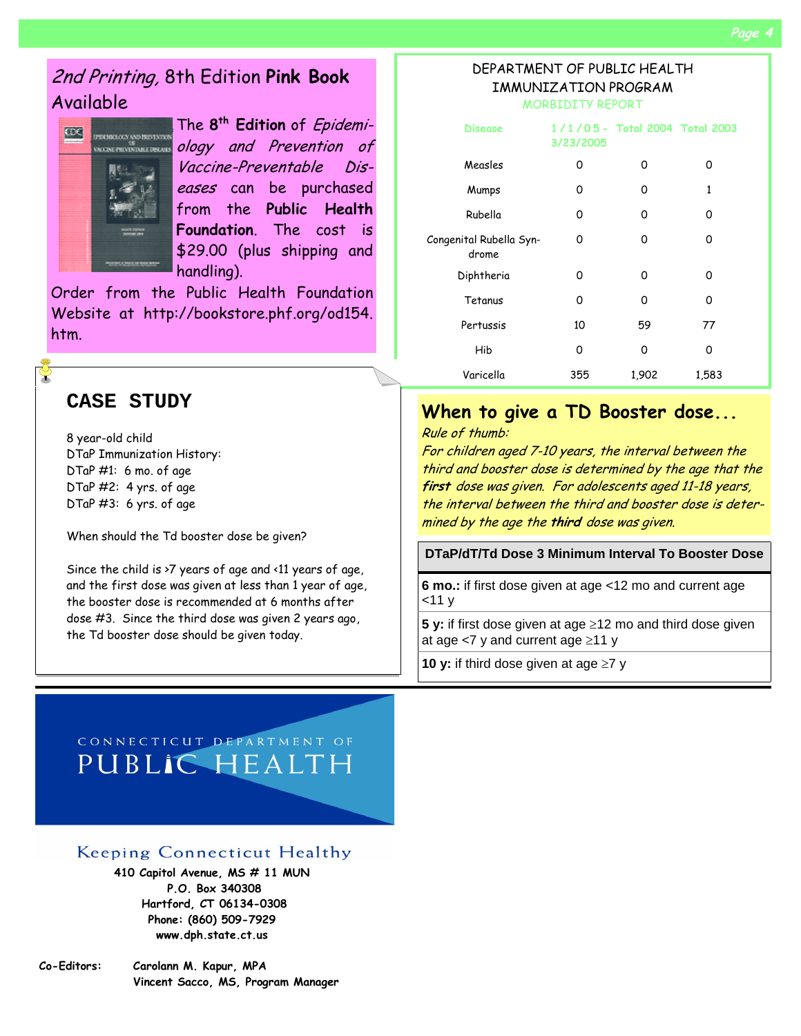## *2nd Printing,* 8th Edition **Pink Book** Available

The **8th Edition** of *Epidemiology and Prevention of Vaccine-Preventable Diseases* can be purchased from the **Public Health Foundation**. The cost is $29.00 (plus shipping and handling).

Order from the Public Health Foundation Website at http://bookstore.phf.org/od154.htm.

## DEPARTMENT OF PUBLIC HEALTH IMMUNIZATION PROGRAM

### MORBIDITY REPORT

| Disease | 1/1/05 - 3/23/2005 | Total 2004 | Total 2003 |
|---|---|---|---|
| Measles | 0 | 0 | 0 |
| Mumps | 0 | 0 | 1 |
| Rubella | 0 | 0 | 0 |
| Congenital Rubella Syndrome | 0 | 0 | 0 |
| Diphtheria | 0 | 0 | 0 |
| Tetanus | 0 | 0 | 0 |
| Pertussis | 10 | 59 | 77 |
| Hib | 0 | 0 | 0 |
| Varicella | 355 | 1,902 | 1,583 |

## CASE STUDY

8 year-old child
DTaP Immunization History:
DTaP #1: 6 mo. of age
DTaP #2: 4 yrs. of age
DTaP #3: 6 yrs. of age

When should the Td booster dose be given?

Since the child is >7 years of age and <11 years of age, and the first dose was given at less than 1 year of age, the booster dose is recommended at 6 months after dose #3. Since the third dose was given 2 years ago, the Td booster dose should be given today.

## When to give a TD Booster dose...

*Rule of thumb:*

*For children aged 7-10 years, the interval between the third and booster dose is determined by the age that the **first** dose was given. For adolescents aged 11-18 years, the interval between the third and booster dose is determined by the age the **third** dose was given.*

| DTaP/dT/Td Dose 3 Minimum Interval To Booster Dose |
|---|
| **6 mo.:** if first dose given at age <12 mo and current age <11 y |
| **5 y:** if first dose given at age ≥12 mo and third dose given at age <7 y and current age ≥11 y |
| **10 y:** if third dose given at age ≥7 y |

CONNECTICUT DEPARTMENT OF PUBLIC HEALTH

Keeping Connecticut Healthy

**410 Capitol Avenue, MS # 11 MUN**
**P.O. Box 340308**
**Hartford, CT 06134-0308**
**Phone: (860) 509-7929**
**www.dph.state.ct.us**

**Co-Editors:** **Carolann M. Kapur, MPA**
**Vincent Sacco, MS, Program Manager**